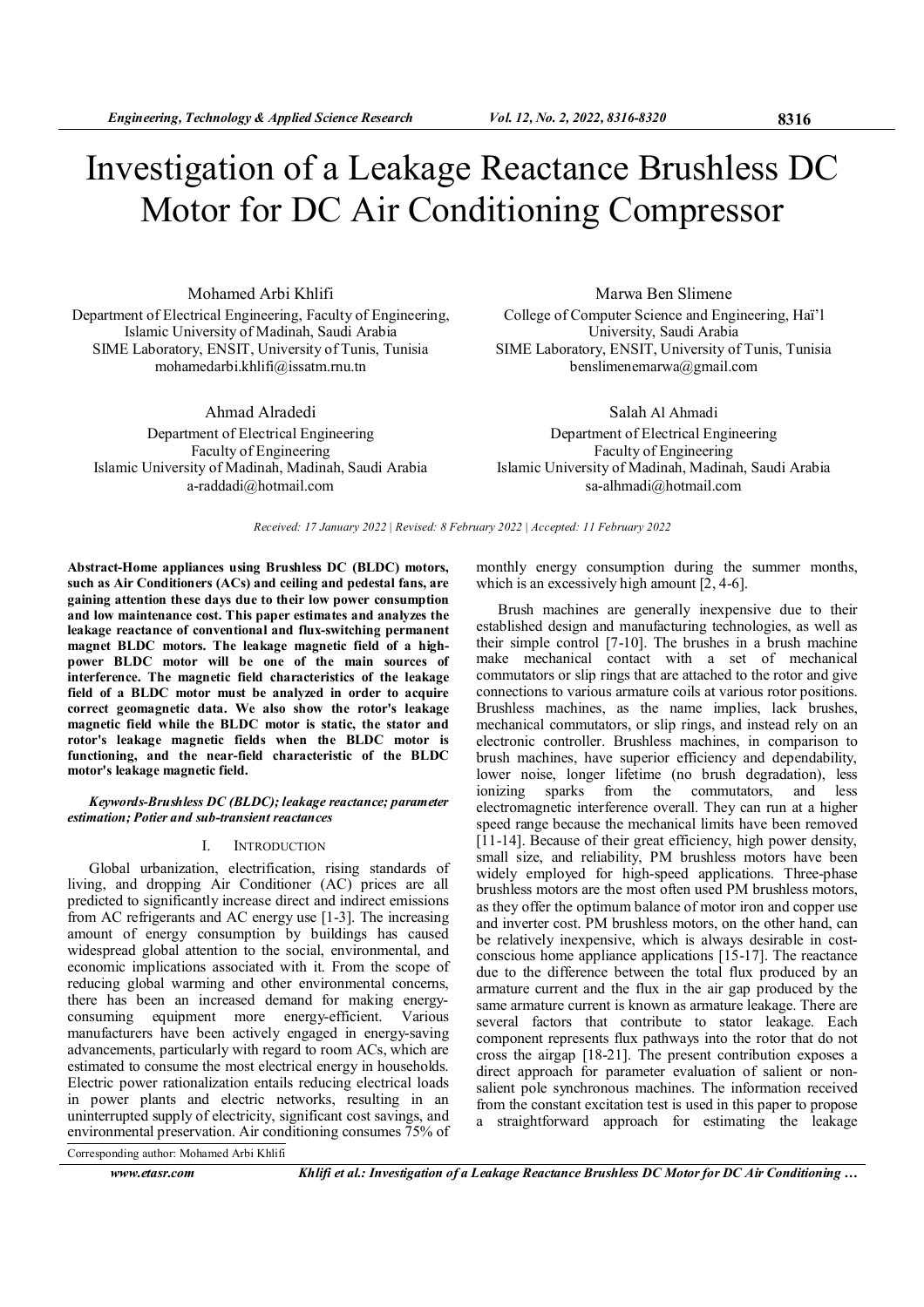# Investigation of a Leakage Reactance Brushless DC Motor for DC Air Conditioning Compressor

Mohamed Arbi Khlifi
Department of Electrical Engineering, Faculty of Engineering, Islamic University of Madinah, Saudi Arabia
SIME Laboratory, ENSIT, University of Tunis, Tunisia
mohamedarbi.khlifi@issatm.rnu.tn

Marwa Ben Slimene
College of Computer Science and Engineering, Haïl University, Saudi Arabia
SIME Laboratory, ENSIT, University of Tunis, Tunisia
benslimenemarwa@gmail.com

Ahmad Alradedi
Department of Electrical Engineering
Faculty of Engineering
Islamic University of Madinah, Madinah, Saudi Arabia
a-raddadi@hotmail.com

Salah Al Ahmadi
Department of Electrical Engineering
Faculty of Engineering
Islamic University of Madinah, Madinah, Saudi Arabia
sa-alhmadi@hotmail.com

*Received: 17 January 2022 | Revised: 8 February 2022 | Accepted: 11 February 2022*

**Abstract-Home appliances using Brushless DC (BLDC) motors, such as Air Conditioners (ACs) and ceiling and pedestal fans, are gaining attention these days due to their low power consumption and low maintenance cost. This paper estimates and analyzes the leakage reactance of conventional and flux-switching permanent magnet BLDC motors. The leakage magnetic field of a high-power BLDC motor will be one of the main sources of interference. The magnetic field characteristics of the leakage field of a BLDC motor must be analyzed in order to acquire correct geomagnetic data. We also show the rotor's leakage magnetic field while the BLDC motor is static, the stator and rotor's leakage magnetic fields when the BLDC motor is functioning, and the near-field characteristic of the BLDC motor's leakage magnetic field.**

***Keywords-Brushless DC (BLDC); leakage reactance; parameter estimation; Potier and sub-transient reactances***

## I. INTRODUCTION

Global urbanization, electrification, rising standards of living, and dropping Air Conditioner (AC) prices are all predicted to significantly increase direct and indirect emissions from AC refrigerants and AC energy use [1-3]. The increasing amount of energy consumption by buildings has caused widespread global attention to the social, environmental, and economic implications associated with it. From the scope of reducing global warming and other environmental concerns, there has been an increased demand for making energy-consuming equipment more energy-efficient. Various manufacturers have been actively engaged in energy-saving advancements, particularly with regard to room ACs, which are estimated to consume the most electrical energy in households. Electric power rationalization entails reducing electrical loads in power plants and electric networks, resulting in an uninterrupted supply of electricity, significant cost savings, and environmental preservation. Air conditioning consumes 75% of monthly energy consumption during the summer months, which is an excessively high amount [2, 4-6].

Brush machines are generally inexpensive due to their established design and manufacturing technologies, as well as their simple control [7-10]. The brushes in a brush machine make mechanical contact with a set of mechanical commutators or slip rings that are attached to the rotor and give connections to various armature coils at various rotor positions. Brushless machines, as the name implies, lack brushes, mechanical commutators, or slip rings, and instead rely on an electronic controller. Brushless machines, in comparison to brush machines, have superior efficiency and dependability, lower noise, longer lifetime (no brush degradation), less ionizing sparks from the commutators, and less electromagnetic interference overall. They can run at a higher speed range because the mechanical limits have been removed [11-14]. Because of their great efficiency, high power density, small size, and reliability, PM brushless motors have been widely employed for high-speed applications. Three-phase brushless motors are the most often used PM brushless motors, as they offer the optimum balance of motor iron and copper use and inverter cost. PM brushless motors, on the other hand, can be relatively inexpensive, which is always desirable in cost-conscious home appliance applications [15-17]. The reactance due to the difference between the total flux produced by an armature current and the flux in the air gap produced by the same armature current is known as armature leakage. There are several factors that contribute to stator leakage. Each component represents flux pathways into the rotor that do not cross the airgap [18-21]. The present contribution exposes a direct approach for parameter evaluation of salient or non-salient pole synchronous machines. The information received from the constant excitation test is used in this paper to propose a straightforward approach for estimating the leakage

Corresponding author: Mohamed Arbi Khlifi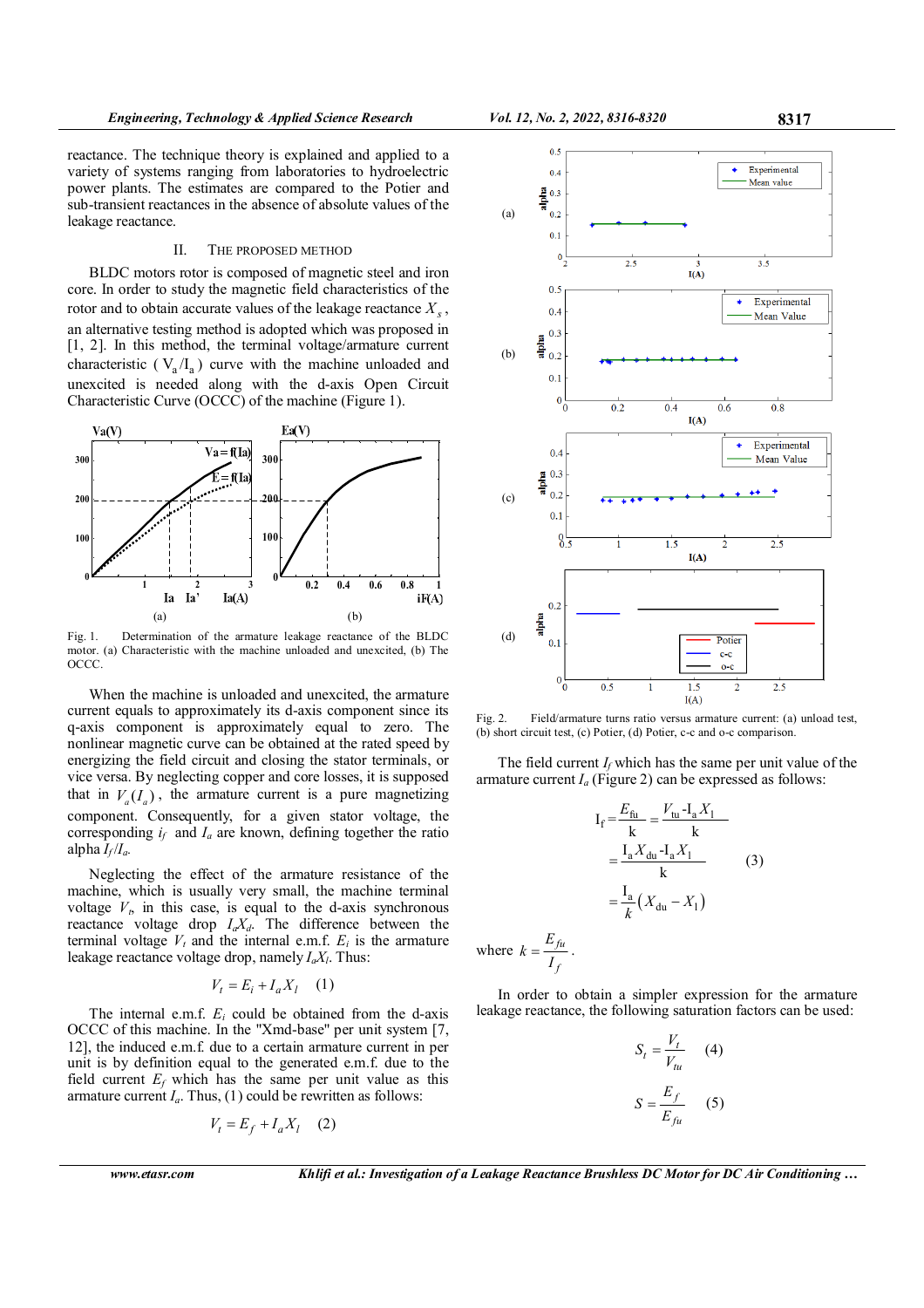reactance. The technique theory is explained and applied to a variety of systems ranging from laboratories to hydroelectric power plants. The estimates are compared to the Potier and sub-transient reactances in the absence of absolute values of the leakage reactance.

## II. THE PROPOSED METHOD

BLDC motors rotor is composed of magnetic steel and iron core. In order to study the magnetic field characteristics of the rotor and to obtain accurate values of the leakage reactance $X_s$, an alternative testing method is adopted which was proposed in [1, 2]. In this method, the terminal voltage/armature current characteristic ( $V_a/I_a$ ) curve with the machine unloaded and unexcited is needed along with the d-axis Open Circuit Characteristic Curve (OCCC) of the machine (Figure 1).

Fig. 1. Determination of the armature leakage reactance of the BLDC motor. (a) Characteristic with the machine unloaded and unexcited, (b) The OCCC.

When the machine is unloaded and unexcited, the armature current equals to approximately its d-axis component since its q-axis component is approximately equal to zero. The nonlinear magnetic curve can be obtained at the rated speed by energizing the field circuit and closing the stator terminals, or vice versa. By neglecting copper and core losses, it is supposed that in $V_a(I_a)$, the armature current is a pure magnetizing component. Consequently, for a given stator voltage, the corresponding $i_f$ and $I_a$ are known, defining together the ratio alpha $I_f/I_a$.

Neglecting the effect of the armature resistance of the machine, which is usually very small, the machine terminal voltage $V_t$, in this case, is equal to the d-axis synchronous reactance voltage drop $I_aX_d$. The difference between the terminal voltage $V_t$ and the internal e.m.f. $E_i$ is the armature leakage reactance voltage drop, namely $I_aX_l$. Thus:

$$V_t = E_i + I_a X_l \quad (1)$$

The internal e.m.f. $E_i$ could be obtained from the d-axis OCCC of this machine. In the "Xmd-base" per unit system [7, 12], the induced e.m.f. due to a certain armature current in per unit is by definition equal to the generated e.m.f. due to the field current $E_f$ which has the same per unit value as this armature current $I_a$. Thus, (1) could be rewritten as follows:

$$V_t = E_f + I_a X_l \quad (2)$$

Fig. 2. Field/armature turns ratio versus armature current: (a) unload test, (b) short circuit test, (c) Potier, (d) Potier, c-c and o-c comparison.

The field current $I_f$ which has the same per unit value of the armature current $I_a$ (Figure 2) can be expressed as follows:

$$\begin{aligned} I_f &= \frac{E_{fu}}{k} = \frac{V_{tu} - I_a X_l}{k} \\ &= \frac{I_a X_{du} - I_a X_l}{k} \\ &= \frac{I_a}{k}\left(X_{du} - X_l\right) \end{aligned} \quad (3)$$

where $k = \dfrac{E_{fu}}{I_f}$.

In order to obtain a simpler expression for the armature leakage reactance, the following saturation factors can be used:

$$S_t = \frac{V_t}{V_{tu}} \quad (4)$$

$$S = \frac{E_f}{E_{fu}} \quad (5)$$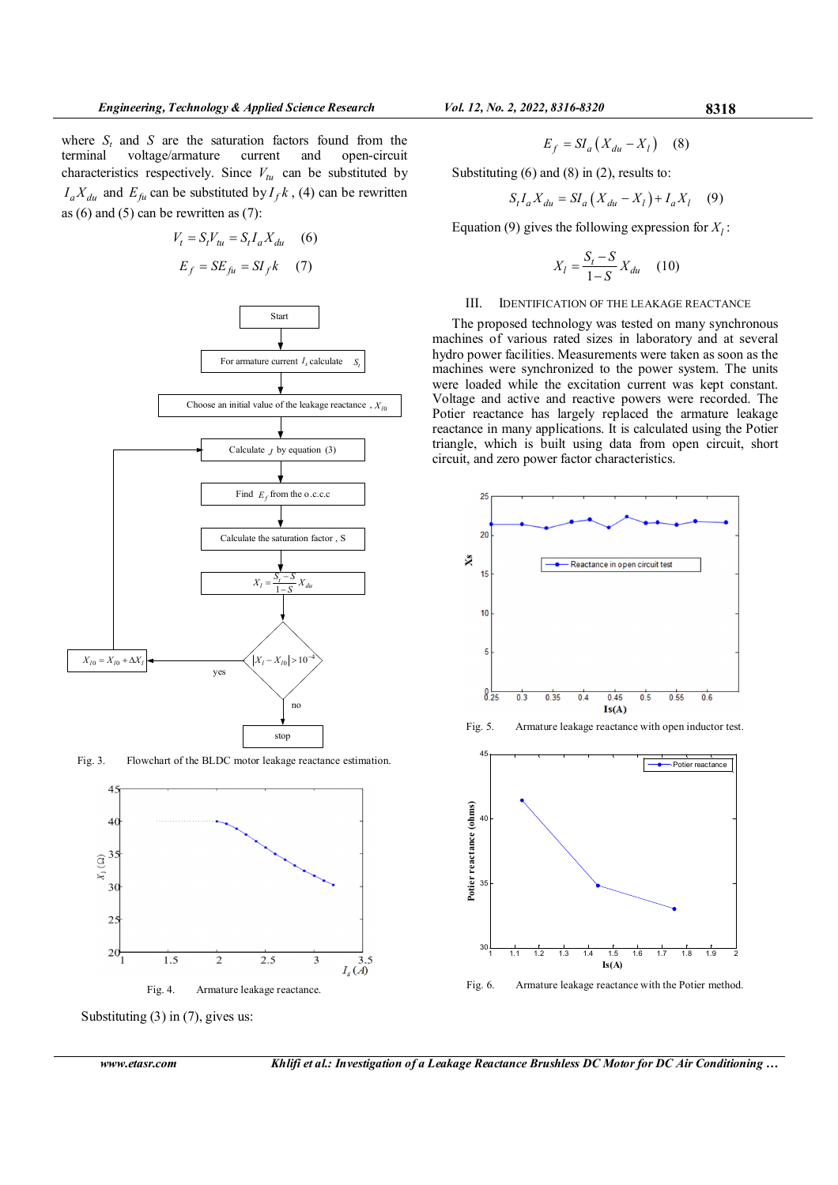where $S_t$ and $S$ are the saturation factors found from the terminal voltage/armature current and open-circuit characteristics respectively. Since $V_{tu}$ can be substituted by $I_a X_{du}$ and $E_{fu}$ can be substituted by $I_f k$, (4) can be rewritten as (6) and (5) can be rewritten as (7):

$$V_t = S_t V_{tu} = S_t I_a X_{du} \quad (6)$$

$$E_f = SE_{fu} = SI_f k \quad (7)$$

Fig. 3. Flowchart of the BLDC motor leakage reactance estimation.

Fig. 4. Armature leakage reactance.

Substituting (3) in (7), gives us:

$$E_f = SI_a \left( X_{du} - X_l \right) \quad (8)$$

Substituting (6) and (8) in (2), results to:

$$S_t I_a X_{du} = SI_a \left( X_{du} - X_l \right) + I_a X_l \quad (9)$$

Equation (9) gives the following expression for $X_l$:

$$X_l = \frac{S_t - S}{1 - S} X_{du} \quad (10)$$

## III. Identification of the Leakage Reactance

The proposed technology was tested on many synchronous machines of various rated sizes in laboratory and at several hydro power facilities. Measurements were taken as soon as the machines were synchronized to the power system. The units were loaded while the excitation current was kept constant. Voltage and active and reactive powers were recorded. The Potier reactance has largely replaced the armature leakage reactance in many applications. It is calculated using the Potier triangle, which is built using data from open circuit, short circuit, and zero power factor characteristics.

Fig. 5. Armature leakage reactance with open inductor test.

Fig. 6. Armature leakage reactance with the Potier method.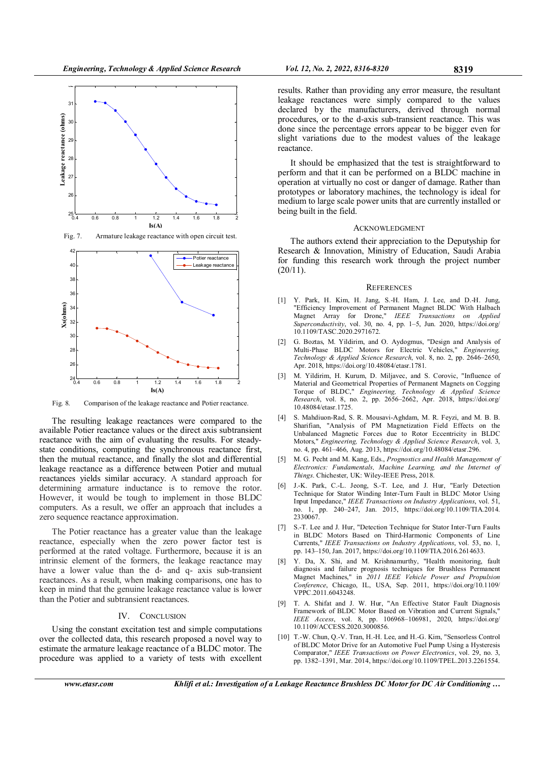Fig. 7. Armature leakage reactance with open circuit test.

Fig. 8. Comparison of the leakage reactance and Potier reactance.

The resulting leakage reactances were compared to the available Potier reactance values or the direct axis subtransient reactance with the aim of evaluating the results. For steady-state conditions, computing the synchronous reactance first, then the mutual reactance, and finally the slot and differential leakage reactance as a difference between Potier and mutual reactances yields similar accuracy. A standard approach for determining armature inductance is to remove the rotor. However, it would be tough to implement in those BLDC computers. As a result, we offer an approach that includes a zero sequence reactance approximation.

The Potier reactance has a greater value than the leakage reactance, especially when the zero power factor test is performed at the rated voltage. Furthermore, because it is an intrinsic element of the formers, the leakage reactance may have a lower value than the d- and q- axis sub-transient reactances. As a result, when making comparisons, one has to keep in mind that the genuine leakage reactance value is lower than the Potier and subtransient reactances.

## IV. CONCLUSION

Using the constant excitation test and simple computations over the collected data, this research proposed a novel way to estimate the armature leakage reactance of a BLDC motor. The procedure was applied to a variety of tests with excellent results. Rather than providing any error measure, the resultant leakage reactances were simply compared to the values declared by the manufacturers, derived through normal procedures, or to the d-axis sub-transient reactance. This was done since the percentage errors appear to be bigger even for slight variations due to the modest values of the leakage reactance.

It should be emphasized that the test is straightforward to perform and that it can be performed on a BLDC machine in operation at virtually no cost or danger of damage. Rather than prototypes or laboratory machines, the technology is ideal for medium to large scale power units that are currently installed or being built in the field.

## ACKNOWLEDGMENT

The authors extend their appreciation to the Deputyship for Research & Innovation, Ministry of Education, Saudi Arabia for funding this research work through the project number (20/11).

## REFERENCES

[1] Y. Park, H. Kim, H. Jang, S.-H. Ham, J. Lee, and D.-H. Jung, "Efficiency Improvement of Permanent Magnet BLDC With Halbach Magnet Array for Drone," *IEEE Transactions on Applied Superconductivity*, vol. 30, no. 4, pp. 1–5, Jun. 2020, https://doi.org/10.1109/TASC.2020.2971672.

[2] G. Boztas, M. Yildirim, and O. Aydogmus, "Design and Analysis of Multi-Phase BLDC Motors for Electric Vehicles," *Engineering, Technology & Applied Science Research*, vol. 8, no. 2, pp. 2646–2650, Apr. 2018, https://doi.org/10.48084/etasr.1781.

[3] M. Yildirim, H. Kurum, D. Miljavec, and S. Corovic, "Influence of Material and Geometrical Properties of Permanent Magnets on Cogging Torque of BLDC," *Engineering, Technology & Applied Science Research*, vol. 8, no. 2, pp. 2656–2662, Apr. 2018, https://doi.org/10.48084/etasr.1725.

[4] S. Mahdiuon-Rad, S. R. Mousavi-Aghdam, M. R. Feyzi, and M. B. B. Sharifian, "Analysis of PM Magnetization Field Effects on the Unbalanced Magnetic Forces due to Rotor Eccentricity in BLDC Motors," *Engineering, Technology & Applied Science Research*, vol. 3, no. 4, pp. 461–466, Aug. 2013, https://doi.org/10.48084/etasr.296.

[5] M. G. Pecht and M. Kang, Eds., *Prognostics and Health Management of Electronics: Fundamentals, Machine Learning, and the Internet of Things*. Chichester, UK: Wiley-IEEE Press, 2018.

[6] J.-K. Park, C.-L. Jeong, S.-T. Lee, and J. Hur, "Early Detection Technique for Stator Winding Inter-Turn Fault in BLDC Motor Using Input Impedance," *IEEE Transactions on Industry Applications*, vol. 51, no. 1, pp. 240–247, Jan. 2015, https://doi.org/10.1109/TIA.2014.2330067.

[7] S.-T. Lee and J. Hur, "Detection Technique for Stator Inter-Turn Faults in BLDC Motors Based on Third-Harmonic Components of Line Currents," *IEEE Transactions on Industry Applications*, vol. 53, no. 1, pp. 143–150, Jan. 2017, https://doi.org/10.1109/TIA.2016.2614633.

[8] Y. Da, X. Shi, and M. Krishnamurthy, "Health monitoring, fault diagnosis and failure prognosis techniques for Brushless Permanent Magnet Machines," in *2011 IEEE Vehicle Power and Propulsion Conference*, Chicago, IL, USA, Sep. 2011, https://doi.org/10.1109/VPPC.2011.6043248.

[9] T. A. Shifat and J. W. Hur, "An Effective Stator Fault Diagnosis Framework of BLDC Motor Based on Vibration and Current Signals," *IEEE Access*, vol. 8, pp. 106968–106981, 2020, https://doi.org/10.1109/ACCESS.2020.3000856.

[10] T.-W. Chun, Q.-V. Tran, H.-H. Lee, and H.-G. Kim, "Sensorless Control of BLDC Motor Drive for an Automotive Fuel Pump Using a Hysteresis Comparator," *IEEE Transactions on Power Electronics*, vol. 29, no. 3, pp. 1382–1391, Mar. 2014, https://doi.org/10.1109/TPEL.2013.2261554.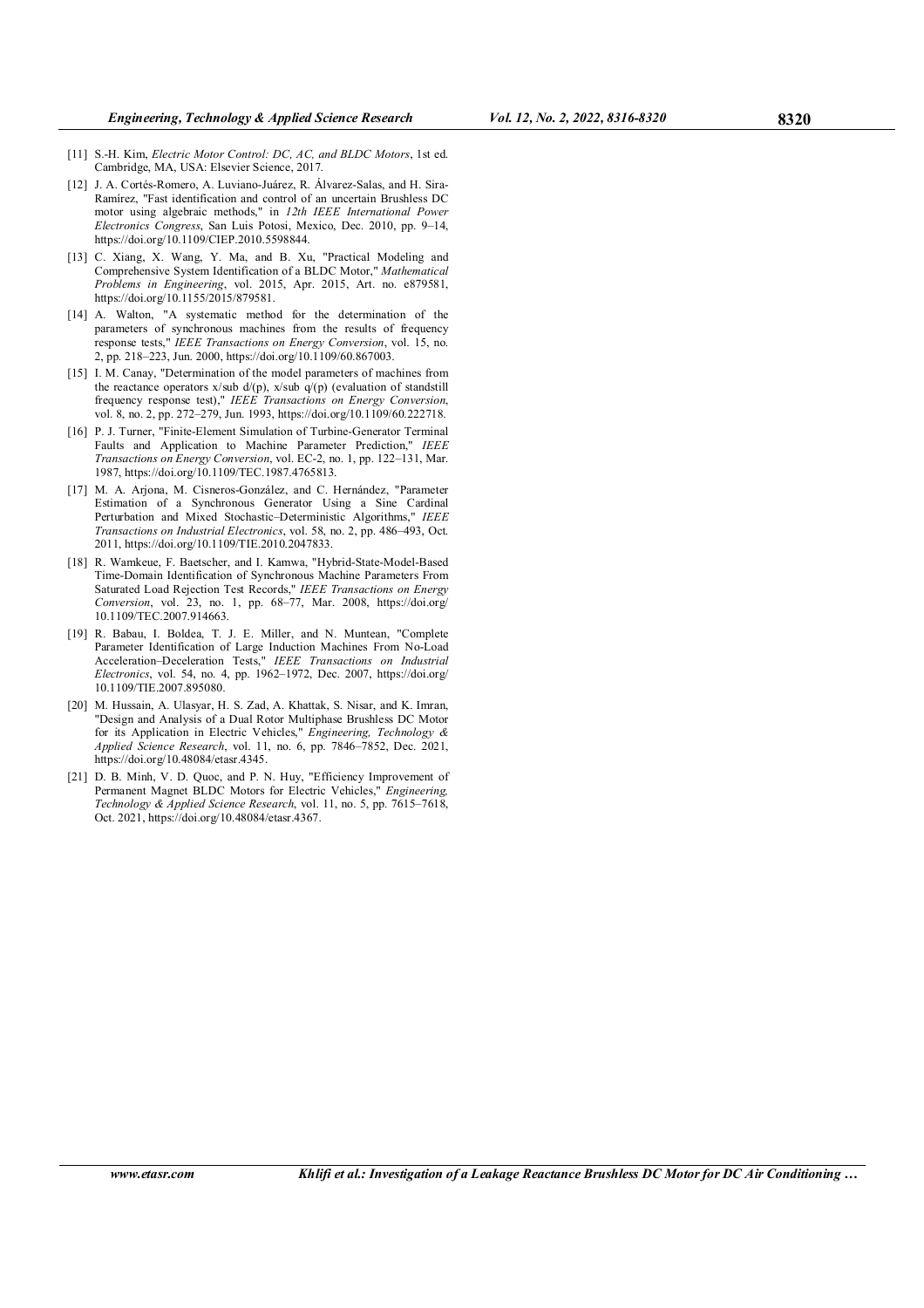[11] S.-H. Kim, *Electric Motor Control: DC, AC, and BLDC Motors*, 1st ed. Cambridge, MA, USA: Elsevier Science, 2017.

[12] J. A. Cortés-Romero, A. Luviano-Juárez, R. Álvarez-Salas, and H. Sira-Ramírez, "Fast identification and control of an uncertain Brushless DC motor using algebraic methods," in *12th IEEE International Power Electronics Congress*, San Luis Potosi, Mexico, Dec. 2010, pp. 9–14, https://doi.org/10.1109/CIEP.2010.5598844.

[13] C. Xiang, X. Wang, Y. Ma, and B. Xu, "Practical Modeling and Comprehensive System Identification of a BLDC Motor," *Mathematical Problems in Engineering*, vol. 2015, Apr. 2015, Art. no. e879581, https://doi.org/10.1155/2015/879581.

[14] A. Walton, "A systematic method for the determination of the parameters of synchronous machines from the results of frequency response tests," *IEEE Transactions on Energy Conversion*, vol. 15, no. 2, pp. 218–223, Jun. 2000, https://doi.org/10.1109/60.867003.

[15] I. M. Canay, "Determination of the model parameters of machines from the reactance operators x/sub d/(p), x/sub q/(p) (evaluation of standstill frequency response test)," *IEEE Transactions on Energy Conversion*, vol. 8, no. 2, pp. 272–279, Jun. 1993, https://doi.org/10.1109/60.222718.

[16] P. J. Turner, "Finite-Element Simulation of Turbine-Generator Terminal Faults and Application to Machine Parameter Prediction," *IEEE Transactions on Energy Conversion*, vol. EC-2, no. 1, pp. 122–131, Mar. 1987, https://doi.org/10.1109/TEC.1987.4765813.

[17] M. A. Arjona, M. Cisneros-González, and C. Hernández, "Parameter Estimation of a Synchronous Generator Using a Sine Cardinal Perturbation and Mixed Stochastic–Deterministic Algorithms," *IEEE Transactions on Industrial Electronics*, vol. 58, no. 2, pp. 486–493, Oct. 2011, https://doi.org/10.1109/TIE.2010.2047833.

[18] R. Wamkeue, F. Baetscher, and I. Kamwa, "Hybrid-State-Model-Based Time-Domain Identification of Synchronous Machine Parameters From Saturated Load Rejection Test Records," *IEEE Transactions on Energy Conversion*, vol. 23, no. 1, pp. 68–77, Mar. 2008, https://doi.org/10.1109/TEC.2007.914663.

[19] R. Babau, I. Boldea, T. J. E. Miller, and N. Muntean, "Complete Parameter Identification of Large Induction Machines From No-Load Acceleration–Deceleration Tests," *IEEE Transactions on Industrial Electronics*, vol. 54, no. 4, pp. 1962–1972, Dec. 2007, https://doi.org/10.1109/TIE.2007.895080.

[20] M. Hussain, A. Ulasyar, H. S. Zad, A. Khattak, S. Nisar, and K. Imran, "Design and Analysis of a Dual Rotor Multiphase Brushless DC Motor for its Application in Electric Vehicles," *Engineering, Technology & Applied Science Research*, vol. 11, no. 6, pp. 7846–7852, Dec. 2021, https://doi.org/10.48084/etasr.4345.

[21] D. B. Minh, V. D. Quoc, and P. N. Huy, "Efficiency Improvement of Permanent Magnet BLDC Motors for Electric Vehicles," *Engineering, Technology & Applied Science Research*, vol. 11, no. 5, pp. 7615–7618, Oct. 2021, https://doi.org/10.48084/etasr.4367.